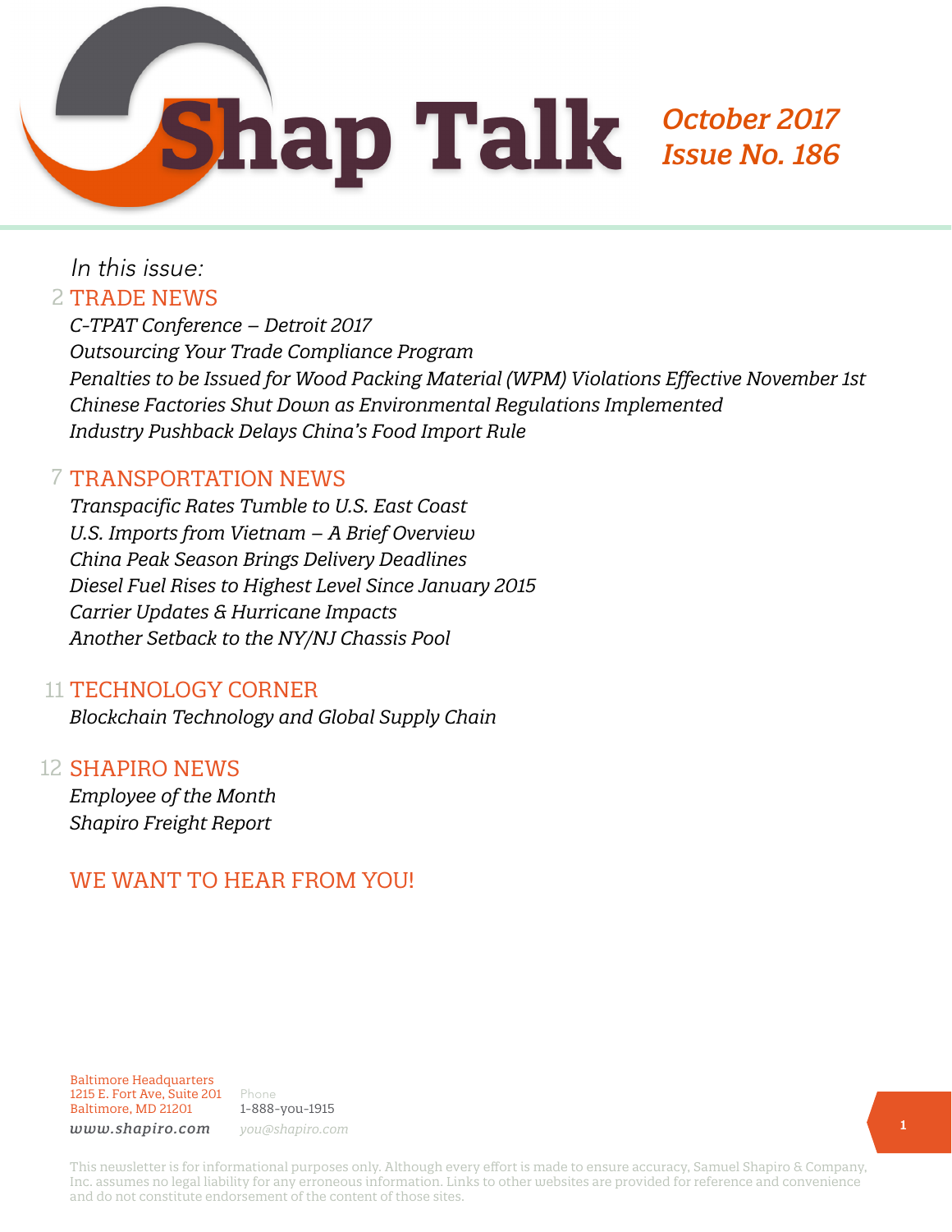# Shap Talk

*October 2017*
*Issue No. 186*

*In this issue:*

## 2 TRADE NEWS

*C-TPAT Conference – Detroit 2017*
*Outsourcing Your Trade Compliance Program*
*Penalties to be Issued for Wood Packing Material (WPM) Violations Effective November 1st*
*Chinese Factories Shut Down as Environmental Regulations Implemented*
*Industry Pushback Delays China's Food Import Rule*

## 7 TRANSPORTATION NEWS

*Transpacific Rates Tumble to U.S. East Coast*
*U.S. Imports from Vietnam – A Brief Overview*
*China Peak Season Brings Delivery Deadlines*
*Diesel Fuel Rises to Highest Level Since January 2015*
*Carrier Updates & Hurricane Impacts*
*Another Setback to the NY/NJ Chassis Pool*

## 11 TECHNOLOGY CORNER

*Blockchain Technology and Global Supply Chain*

## 12 SHAPIRO NEWS

*Employee of the Month*
*Shapiro Freight Report*

## WE WANT TO HEAR FROM YOU!

Baltimore Headquarters
1215 E. Fort Ave, Suite 201
Baltimore, MD 21201
*www.shapiro.com*

Phone
1-888-you-1915
*you@shapiro.com*

This newsletter is for informational purposes only. Although every effort is made to ensure accuracy, Samuel Shapiro & Company, Inc. assumes no legal liability for any erroneous information. Links to other websites are provided for reference and convenience and do not constitute endorsement of the content of those sites.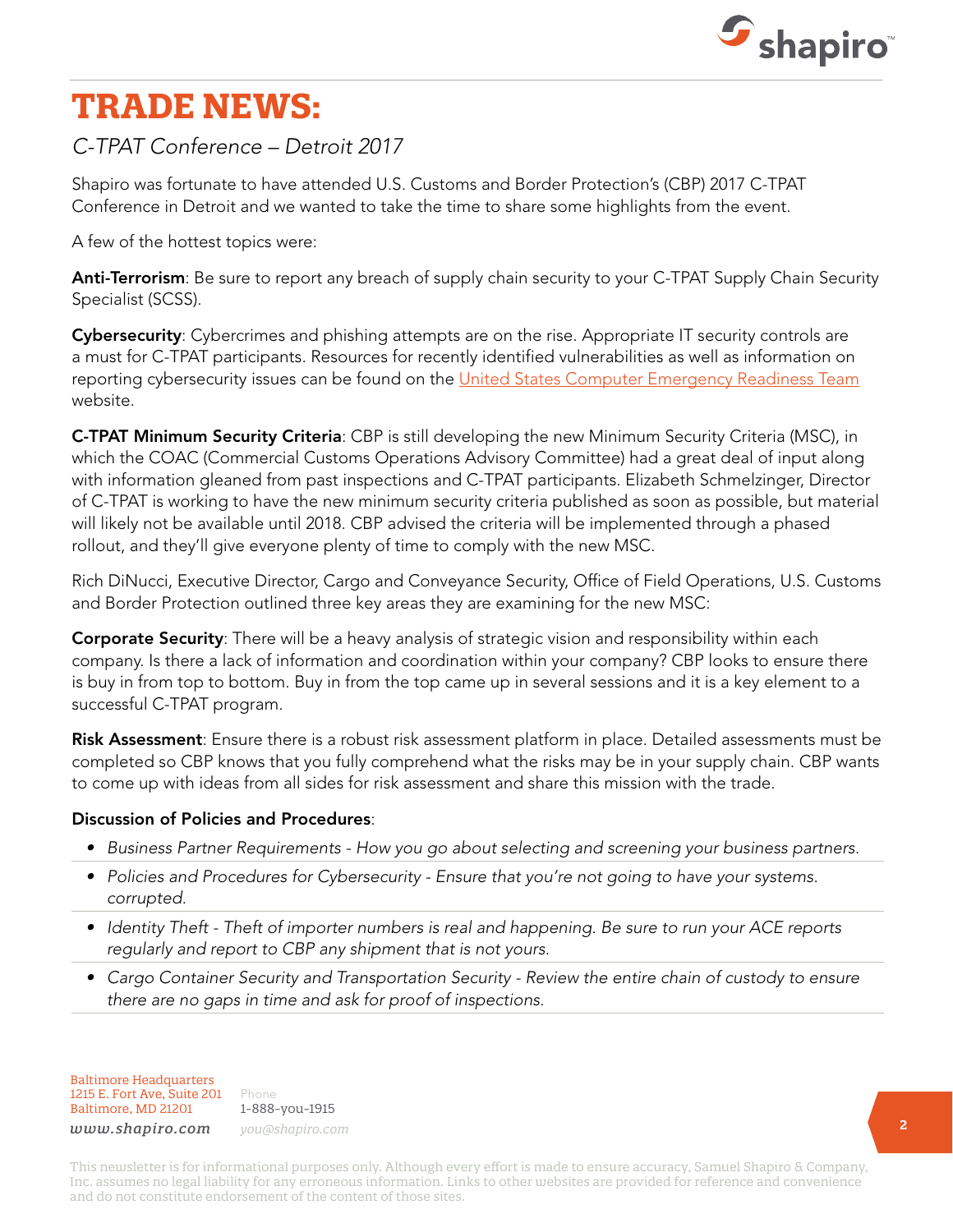# TRADE NEWS:

## *C-TPAT Conference – Detroit 2017*

Shapiro was fortunate to have attended U.S. Customs and Border Protection's (CBP) 2017 C-TPAT Conference in Detroit and we wanted to take the time to share some highlights from the event.

A few of the hottest topics were:

**Anti-Terrorism**: Be sure to report any breach of supply chain security to your C-TPAT Supply Chain Security Specialist (SCSS).

**Cybersecurity**: Cybercrimes and phishing attempts are on the rise. Appropriate IT security controls are a must for C-TPAT participants. Resources for recently identified vulnerabilities as well as information on reporting cybersecurity issues can be found on the United States Computer Emergency Readiness Team website.

**C-TPAT Minimum Security Criteria**: CBP is still developing the new Minimum Security Criteria (MSC), in which the COAC (Commercial Customs Operations Advisory Committee) had a great deal of input along with information gleaned from past inspections and C-TPAT participants. Elizabeth Schmelzinger, Director of C-TPAT is working to have the new minimum security criteria published as soon as possible, but material will likely not be available until 2018. CBP advised the criteria will be implemented through a phased rollout, and they'll give everyone plenty of time to comply with the new MSC.

Rich DiNucci, Executive Director, Cargo and Conveyance Security, Office of Field Operations, U.S. Customs and Border Protection outlined three key areas they are examining for the new MSC:

**Corporate Security**: There will be a heavy analysis of strategic vision and responsibility within each company. Is there a lack of information and coordination within your company? CBP looks to ensure there is buy in from top to bottom. Buy in from the top came up in several sessions and it is a key element to a successful C-TPAT program.

**Risk Assessment**: Ensure there is a robust risk assessment platform in place. Detailed assessments must be completed so CBP knows that you fully comprehend what the risks may be in your supply chain. CBP wants to come up with ideas from all sides for risk assessment and share this mission with the trade.

**Discussion of Policies and Procedures**:

- *Business Partner Requirements - How you go about selecting and screening your business partners.*
- *Policies and Procedures for Cybersecurity - Ensure that you're not going to have your systems. corrupted.*
- *Identity Theft - Theft of importer numbers is real and happening. Be sure to run your ACE reports regularly and report to CBP any shipment that is not yours.*
- *Cargo Container Security and Transportation Security - Review the entire chain of custody to ensure there are no gaps in time and ask for proof of inspections.*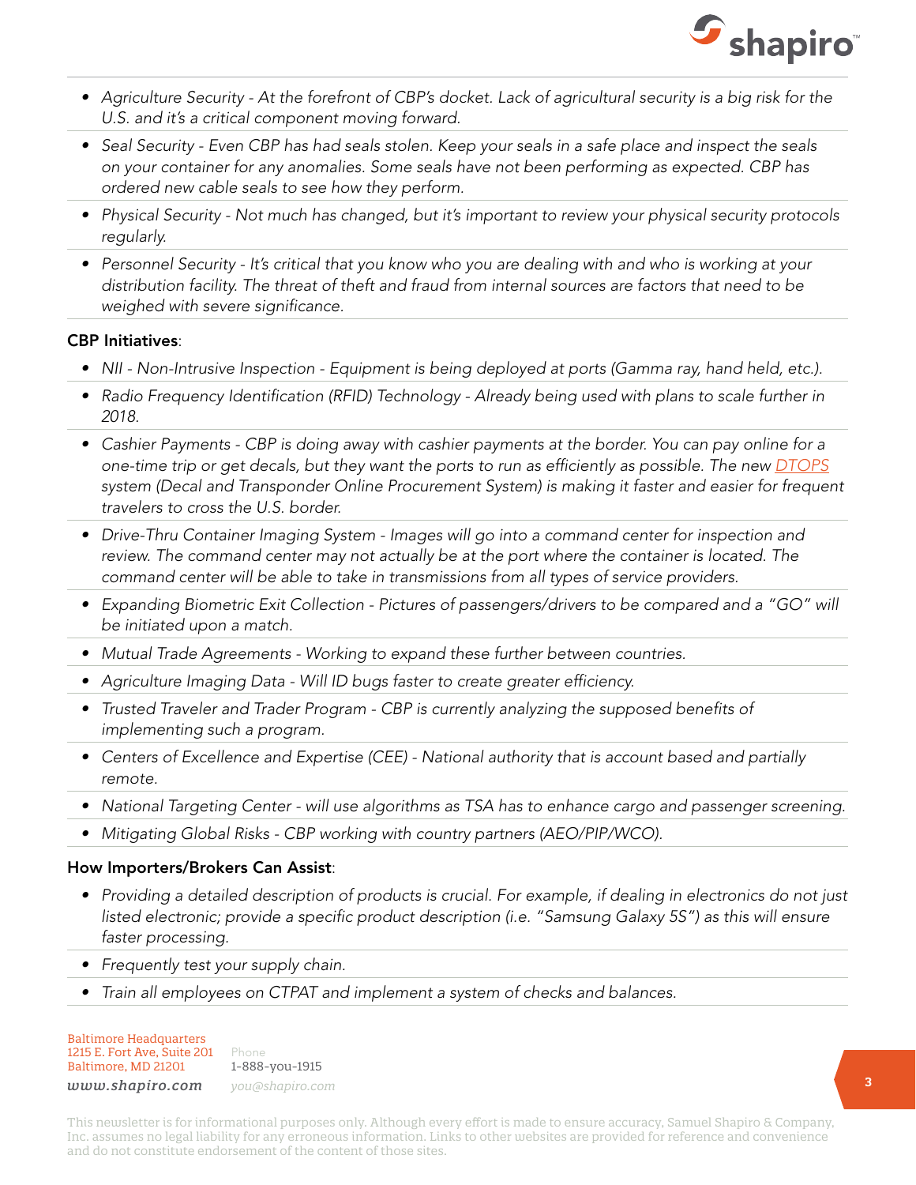- *Agriculture Security - At the forefront of CBP's docket. Lack of agricultural security is a big risk for the U.S. and it's a critical component moving forward.*
- *Seal Security - Even CBP has had seals stolen. Keep your seals in a safe place and inspect the seals on your container for any anomalies. Some seals have not been performing as expected. CBP has ordered new cable seals to see how they perform.*
- *Physical Security - Not much has changed, but it's important to review your physical security protocols regularly.*
- *Personnel Security - It's critical that you know who you are dealing with and who is working at your distribution facility. The threat of theft and fraud from internal sources are factors that need to be weighed with severe significance.*

**CBP Initiatives**:

- *NII - Non-Intrusive Inspection - Equipment is being deployed at ports (Gamma ray, hand held, etc.).*
- *Radio Frequency Identification (RFID) Technology - Already being used with plans to scale further in 2018.*
- *Cashier Payments - CBP is doing away with cashier payments at the border. You can pay online for a one-time trip or get decals, but they want the ports to run as efficiently as possible. The new DTOPS system (Decal and Transponder Online Procurement System) is making it faster and easier for frequent travelers to cross the U.S. border.*
- *Drive-Thru Container Imaging System - Images will go into a command center for inspection and review. The command center may not actually be at the port where the container is located. The command center will be able to take in transmissions from all types of service providers.*
- *Expanding Biometric Exit Collection - Pictures of passengers/drivers to be compared and a "GO" will be initiated upon a match.*
- *Mutual Trade Agreements - Working to expand these further between countries.*
- *Agriculture Imaging Data - Will ID bugs faster to create greater efficiency.*
- *Trusted Traveler and Trader Program - CBP is currently analyzing the supposed benefits of implementing such a program.*
- *Centers of Excellence and Expertise (CEE) - National authority that is account based and partially remote.*
- *National Targeting Center - will use algorithms as TSA has to enhance cargo and passenger screening.*
- *Mitigating Global Risks - CBP working with country partners (AEO/PIP/WCO).*

**How Importers/Brokers Can Assist**:

- *Providing a detailed description of products is crucial. For example, if dealing in electronics do not just listed electronic; provide a specific product description (i.e. "Samsung Galaxy 5S") as this will ensure faster processing.*
- *Frequently test your supply chain.*
- *Train all employees on CTPAT and implement a system of checks and balances.*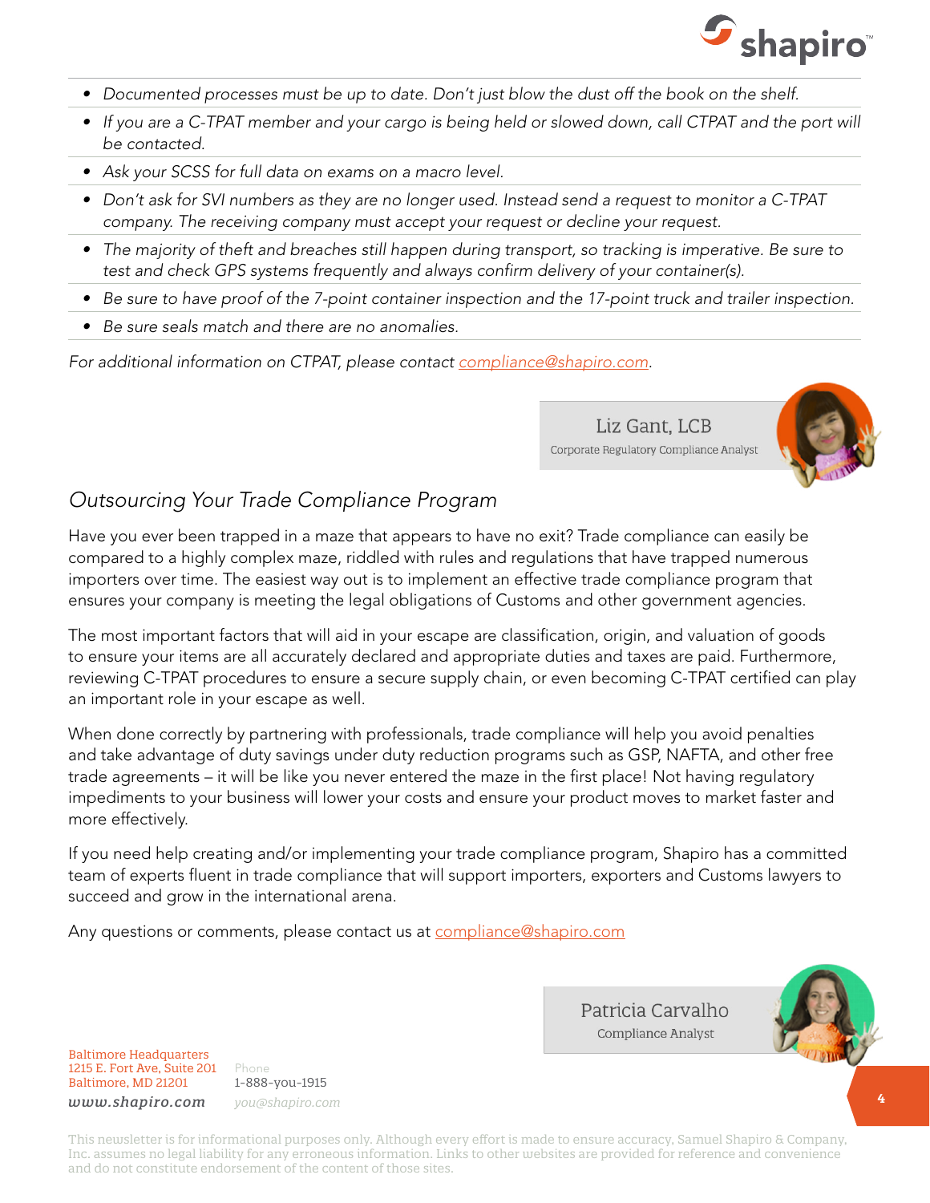- *Documented processes must be up to date. Don't just blow the dust off the book on the shelf.*
- *If you are a C-TPAT member and your cargo is being held or slowed down, call CTPAT and the port will be contacted.*
- *Ask your SCSS for full data on exams on a macro level.*
- *Don't ask for SVI numbers as they are no longer used. Instead send a request to monitor a C-TPAT company. The receiving company must accept your request or decline your request.*
- *The majority of theft and breaches still happen during transport, so tracking is imperative. Be sure to test and check GPS systems frequently and always confirm delivery of your container(s).*
- *Be sure to have proof of the 7-point container inspection and the 17-point truck and trailer inspection.*
- *Be sure seals match and there are no anomalies.*

*For additional information on CTPAT, please contact compliance@shapiro.com.*

Liz Gant, LCB
Corporate Regulatory Compliance Analyst

## *Outsourcing Your Trade Compliance Program*

Have you ever been trapped in a maze that appears to have no exit? Trade compliance can easily be compared to a highly complex maze, riddled with rules and regulations that have trapped numerous importers over time. The easiest way out is to implement an effective trade compliance program that ensures your company is meeting the legal obligations of Customs and other government agencies.

The most important factors that will aid in your escape are classification, origin, and valuation of goods to ensure your items are all accurately declared and appropriate duties and taxes are paid. Furthermore, reviewing C-TPAT procedures to ensure a secure supply chain, or even becoming C-TPAT certified can play an important role in your escape as well.

When done correctly by partnering with professionals, trade compliance will help you avoid penalties and take advantage of duty savings under duty reduction programs such as GSP, NAFTA, and other free trade agreements – it will be like you never entered the maze in the first place! Not having regulatory impediments to your business will lower your costs and ensure your product moves to market faster and more effectively.

If you need help creating and/or implementing your trade compliance program, Shapiro has a committed team of experts fluent in trade compliance that will support importers, exporters and Customs lawyers to succeed and grow in the international arena.

Any questions or comments, please contact us at compliance@shapiro.com

Patricia Carvalho
Compliance Analyst

Baltimore Headquarters
1215 E. Fort Ave, Suite 201
Baltimore, MD 21201
www.shapiro.com

Phone
1-888-you-1915
you@shapiro.com

This newsletter is for informational purposes only. Although every effort is made to ensure accuracy, Samuel Shapiro & Company, Inc. assumes no legal liability for any erroneous information. Links to other websites are provided for reference and convenience and do not constitute endorsement of the content of those sites.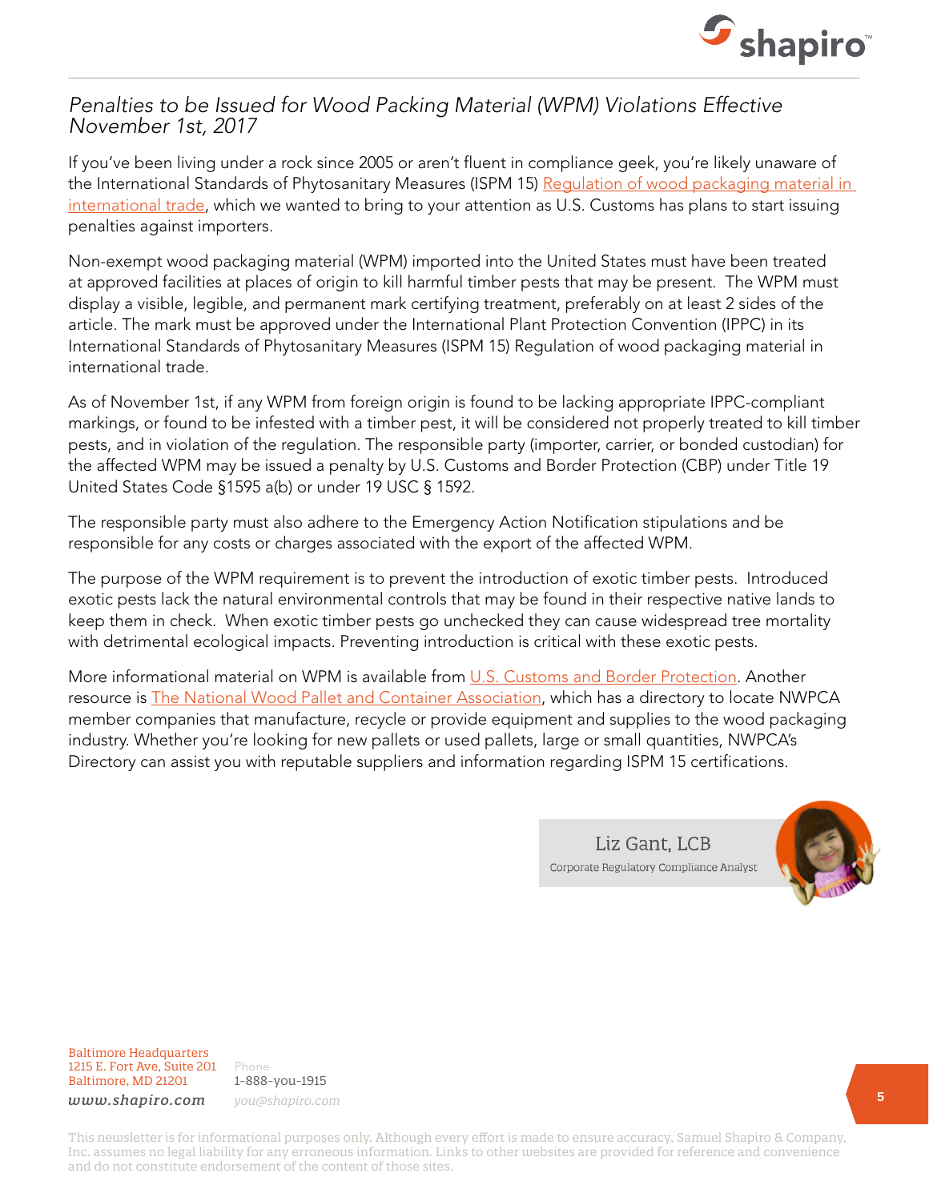## *Penalties to be Issued for Wood Packing Material (WPM) Violations Effective November 1st, 2017*

If you've been living under a rock since 2005 or aren't fluent in compliance geek, you're likely unaware of the International Standards of Phytosanitary Measures (ISPM 15) Regulation of wood packaging material in international trade, which we wanted to bring to your attention as U.S. Customs has plans to start issuing penalties against importers.

Non-exempt wood packaging material (WPM) imported into the United States must have been treated at approved facilities at places of origin to kill harmful timber pests that may be present. The WPM must display a visible, legible, and permanent mark certifying treatment, preferably on at least 2 sides of the article. The mark must be approved under the International Plant Protection Convention (IPPC) in its International Standards of Phytosanitary Measures (ISPM 15) Regulation of wood packaging material in international trade.

As of November 1st, if any WPM from foreign origin is found to be lacking appropriate IPPC-compliant markings, or found to be infested with a timber pest, it will be considered not properly treated to kill timber pests, and in violation of the regulation. The responsible party (importer, carrier, or bonded custodian) for the affected WPM may be issued a penalty by U.S. Customs and Border Protection (CBP) under Title 19 United States Code §1595 a(b) or under 19 USC § 1592.

The responsible party must also adhere to the Emergency Action Notification stipulations and be responsible for any costs or charges associated with the export of the affected WPM.

The purpose of the WPM requirement is to prevent the introduction of exotic timber pests. Introduced exotic pests lack the natural environmental controls that may be found in their respective native lands to keep them in check. When exotic timber pests go unchecked they can cause widespread tree mortality with detrimental ecological impacts. Preventing introduction is critical with these exotic pests.

More informational material on WPM is available from U.S. Customs and Border Protection. Another resource is The National Wood Pallet and Container Association, which has a directory to locate NWPCA member companies that manufacture, recycle or provide equipment and supplies to the wood packaging industry. Whether you're looking for new pallets or used pallets, large or small quantities, NWPCA's Directory can assist you with reputable suppliers and information regarding ISPM 15 certifications.

Liz Gant, LCB
Corporate Regulatory Compliance Analyst

Baltimore Headquarters
1215 E. Fort Ave, Suite 201
Baltimore, MD 21201
www.shapiro.com

Phone
1-888-you-1915
you@shapiro.com

This newsletter is for informational purposes only. Although every effort is made to ensure accuracy, Samuel Shapiro & Company, Inc. assumes no legal liability for any erroneous information. Links to other websites are provided for reference and convenience and do not constitute endorsement of the content of those sites.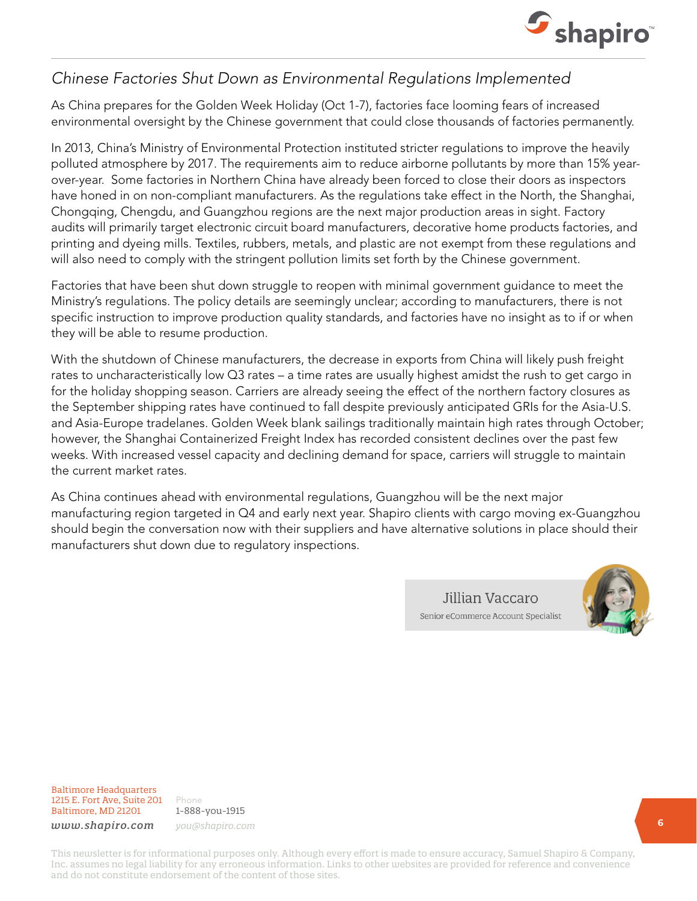## *Chinese Factories Shut Down as Environmental Regulations Implemented*

As China prepares for the Golden Week Holiday (Oct 1-7), factories face looming fears of increased environmental oversight by the Chinese government that could close thousands of factories permanently.

In 2013, China's Ministry of Environmental Protection instituted stricter regulations to improve the heavily polluted atmosphere by 2017. The requirements aim to reduce airborne pollutants by more than 15% year-over-year. Some factories in Northern China have already been forced to close their doors as inspectors have honed in on non-compliant manufacturers. As the regulations take effect in the North, the Shanghai, Chongqing, Chengdu, and Guangzhou regions are the next major production areas in sight. Factory audits will primarily target electronic circuit board manufacturers, decorative home products factories, and printing and dyeing mills. Textiles, rubbers, metals, and plastic are not exempt from these regulations and will also need to comply with the stringent pollution limits set forth by the Chinese government.

Factories that have been shut down struggle to reopen with minimal government guidance to meet the Ministry's regulations. The policy details are seemingly unclear; according to manufacturers, there is not specific instruction to improve production quality standards, and factories have no insight as to if or when they will be able to resume production.

With the shutdown of Chinese manufacturers, the decrease in exports from China will likely push freight rates to uncharacteristically low Q3 rates – a time rates are usually highest amidst the rush to get cargo in for the holiday shopping season. Carriers are already seeing the effect of the northern factory closures as the September shipping rates have continued to fall despite previously anticipated GRIs for the Asia-U.S. and Asia-Europe tradelanes. Golden Week blank sailings traditionally maintain high rates through October; however, the Shanghai Containerized Freight Index has recorded consistent declines over the past few weeks. With increased vessel capacity and declining demand for space, carriers will struggle to maintain the current market rates.

As China continues ahead with environmental regulations, Guangzhou will be the next major manufacturing region targeted in Q4 and early next year. Shapiro clients with cargo moving ex-Guangzhou should begin the conversation now with their suppliers and have alternative solutions in place should their manufacturers shut down due to regulatory inspections.

Jillian Vaccaro
Senior eCommerce Account Specialist

Baltimore Headquarters
1215 E. Fort Ave, Suite 201
Baltimore, MD 21201
www.shapiro.com

Phone
1-888-you-1915
you@shapiro.com

This newsletter is for informational purposes only. Although every effort is made to ensure accuracy, Samuel Shapiro & Company, Inc. assumes no legal liability for any erroneous information. Links to other websites are provided for reference and convenience and do not constitute endorsement of the content of those sites.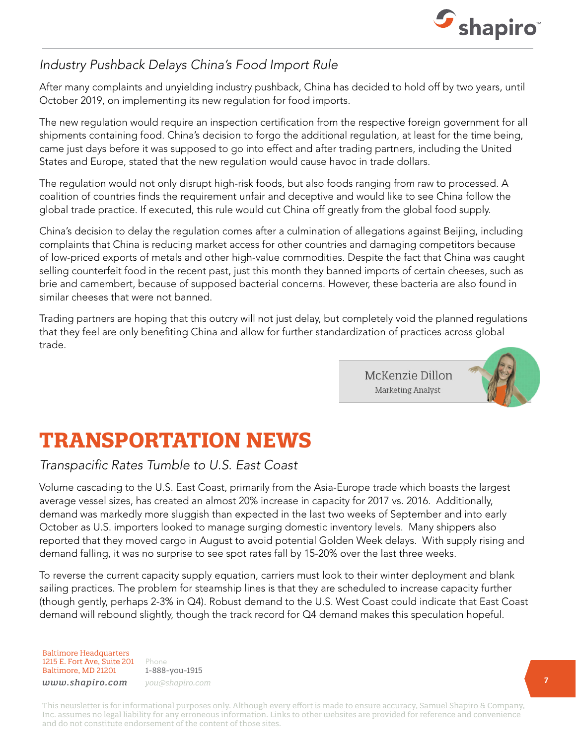### *Industry Pushback Delays China's Food Import Rule*

After many complaints and unyielding industry pushback, China has decided to hold off by two years, until October 2019, on implementing its new regulation for food imports.

The new regulation would require an inspection certification from the respective foreign government for all shipments containing food. China's decision to forgo the additional regulation, at least for the time being, came just days before it was supposed to go into effect and after trading partners, including the United States and Europe, stated that the new regulation would cause havoc in trade dollars.

The regulation would not only disrupt high-risk foods, but also foods ranging from raw to processed. A coalition of countries finds the requirement unfair and deceptive and would like to see China follow the global trade practice. If executed, this rule would cut China off greatly from the global food supply.

China's decision to delay the regulation comes after a culmination of allegations against Beijing, including complaints that China is reducing market access for other countries and damaging competitors because of low-priced exports of metals and other high-value commodities. Despite the fact that China was caught selling counterfeit food in the recent past, just this month they banned imports of certain cheeses, such as brie and camembert, because of supposed bacterial concerns. However, these bacteria are also found in similar cheeses that were not banned.

Trading partners are hoping that this outcry will not just delay, but completely void the planned regulations that they feel are only benefiting China and allow for further standardization of practices across global trade.

McKenzie Dillon
Marketing Analyst

# TRANSPORTATION NEWS

### *Transpacific Rates Tumble to U.S. East Coast*

Volume cascading to the U.S. East Coast, primarily from the Asia-Europe trade which boasts the largest average vessel sizes, has created an almost 20% increase in capacity for 2017 vs. 2016. Additionally, demand was markedly more sluggish than expected in the last two weeks of September and into early October as U.S. importers looked to manage surging domestic inventory levels. Many shippers also reported that they moved cargo in August to avoid potential Golden Week delays. With supply rising and demand falling, it was no surprise to see spot rates fall by 15-20% over the last three weeks.

To reverse the current capacity supply equation, carriers must look to their winter deployment and blank sailing practices. The problem for steamship lines is that they are scheduled to increase capacity further (though gently, perhaps 2-3% in Q4). Robust demand to the U.S. West Coast could indicate that East Coast demand will rebound slightly, though the track record for Q4 demand makes this speculation hopeful.

Baltimore Headquarters
1215 E. Fort Ave, Suite 201
Baltimore, MD 21201
*www.shapiro.com*

Phone
1-888-you-1915
*you@shapiro.com*

This newsletter is for informational purposes only. Although every effort is made to ensure accuracy, Samuel Shapiro & Company, Inc. assumes no legal liability for any erroneous information. Links to other websites are provided for reference and convenience and do not constitute endorsement of the content of those sites.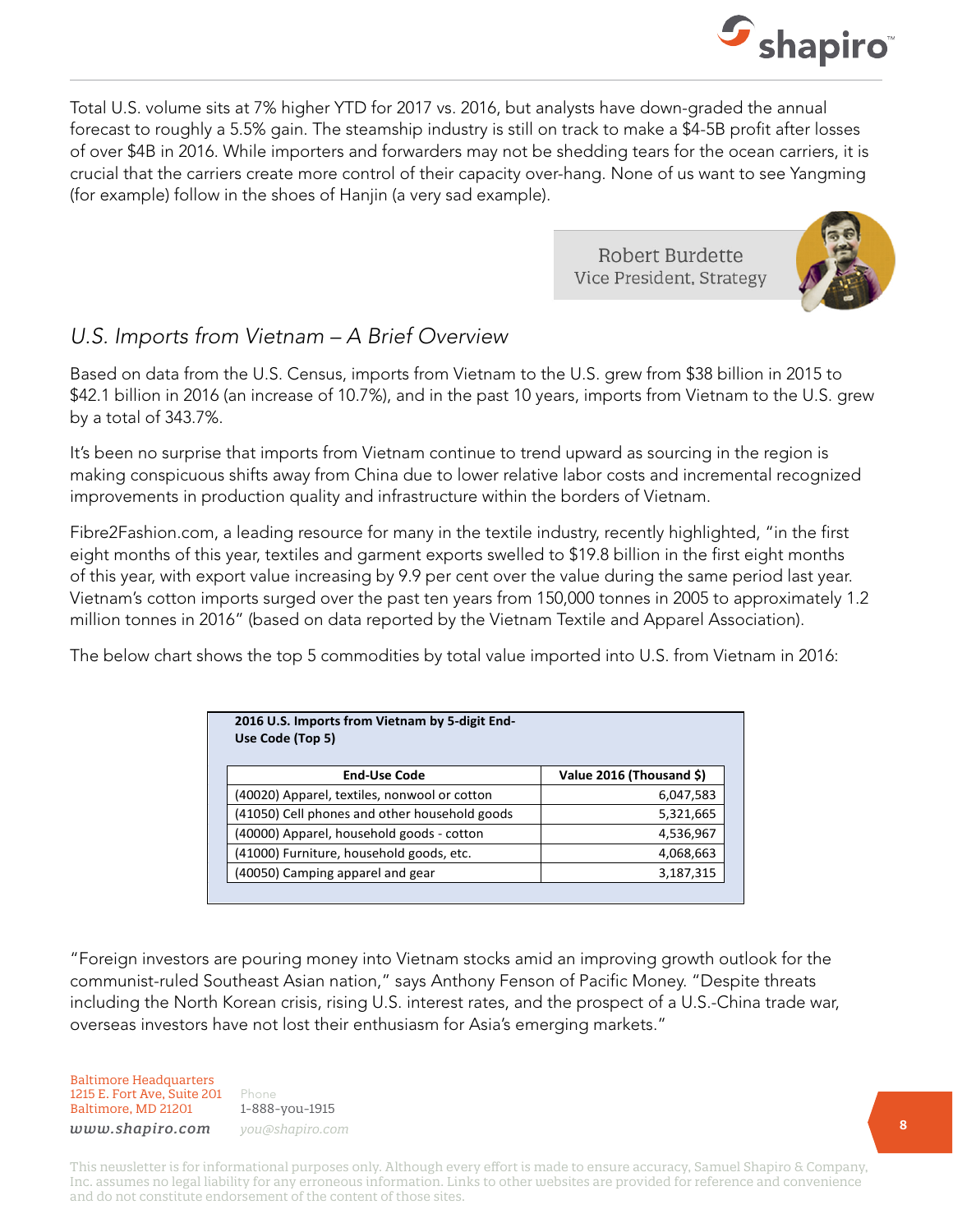Total U.S. volume sits at 7% higher YTD for 2017 vs. 2016, but analysts have down-graded the annual forecast to roughly a 5.5% gain. The steamship industry is still on track to make a $4-5B profit after losses of over $4B in 2016. While importers and forwarders may not be shedding tears for the ocean carriers, it is crucial that the carriers create more control of their capacity over-hang. None of us want to see Yangming (for example) follow in the shoes of Hanjin (a very sad example).

Robert Burdette
Vice President, Strategy

## *U.S. Imports from Vietnam – A Brief Overview*

Based on data from the U.S. Census, imports from Vietnam to the U.S. grew from $38 billion in 2015 to $42.1 billion in 2016 (an increase of 10.7%), and in the past 10 years, imports from Vietnam to the U.S. grew by a total of 343.7%.

It's been no surprise that imports from Vietnam continue to trend upward as sourcing in the region is making conspicuous shifts away from China due to lower relative labor costs and incremental recognized improvements in production quality and infrastructure within the borders of Vietnam.

Fibre2Fashion.com, a leading resource for many in the textile industry, recently highlighted, "in the first eight months of this year, textiles and garment exports swelled to $19.8 billion in the first eight months of this year, with export value increasing by 9.9 per cent over the value during the same period last year. Vietnam's cotton imports surged over the past ten years from 150,000 tonnes in 2005 to approximately 1.2 million tonnes in 2016" (based on data reported by the Vietnam Textile and Apparel Association).

The below chart shows the top 5 commodities by total value imported into U.S. from Vietnam in 2016:

**2016 U.S. Imports from Vietnam by 5-digit End-Use Code (Top 5)**

| End-Use Code | Value 2016 (Thousand $) |
|---|---|
| (40020) Apparel, textiles, nonwool or cotton | 6,047,583 |
| (41050) Cell phones and other household goods | 5,321,665 |
| (40000) Apparel, household goods - cotton | 4,536,967 |
| (41000) Furniture, household goods, etc. | 4,068,663 |
| (40050) Camping apparel and gear | 3,187,315 |

"Foreign investors are pouring money into Vietnam stocks amid an improving growth outlook for the communist-ruled Southeast Asian nation," says Anthony Fenson of Pacific Money. "Despite threats including the North Korean crisis, rising U.S. interest rates, and the prospect of a U.S.-China trade war, overseas investors have not lost their enthusiasm for Asia's emerging markets."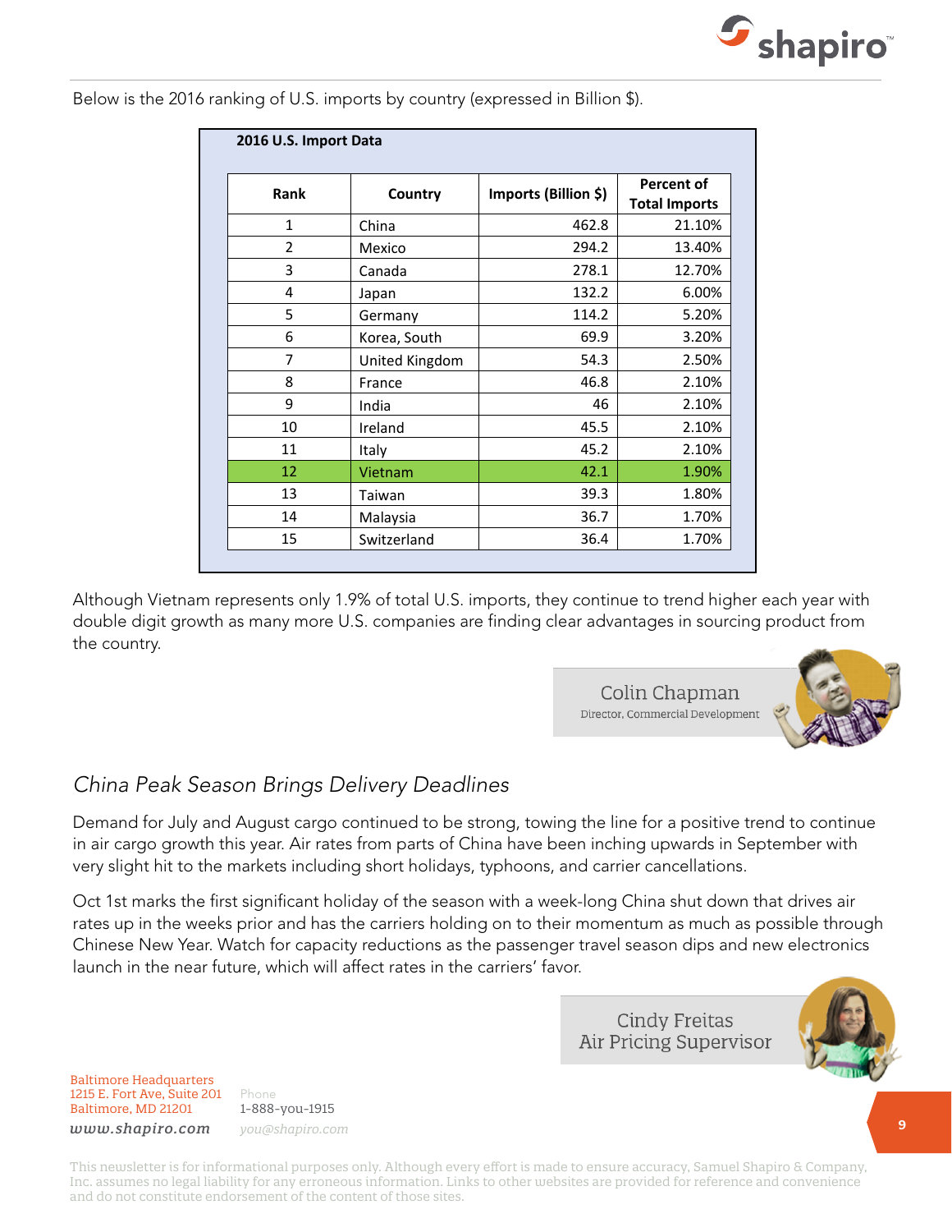Below is the 2016 ranking of U.S. imports by country (expressed in Billion $).

**2016 U.S. Import Data**

| Rank | Country | Imports (Billion $) | Percent of Total Imports |
|---|---|---|---|
| 1 | China | 462.8 | 21.10% |
| 2 | Mexico | 294.2 | 13.40% |
| 3 | Canada | 278.1 | 12.70% |
| 4 | Japan | 132.2 | 6.00% |
| 5 | Germany | 114.2 | 5.20% |
| 6 | Korea, South | 69.9 | 3.20% |
| 7 | United Kingdom | 54.3 | 2.50% |
| 8 | France | 46.8 | 2.10% |
| 9 | India | 46 | 2.10% |
| 10 | Ireland | 45.5 | 2.10% |
| 11 | Italy | 45.2 | 2.10% |
| 12 | Vietnam | 42.1 | 1.90% |
| 13 | Taiwan | 39.3 | 1.80% |
| 14 | Malaysia | 36.7 | 1.70% |
| 15 | Switzerland | 36.4 | 1.70% |

Although Vietnam represents only 1.9% of total U.S. imports, they continue to trend higher each year with double digit growth as many more U.S. companies are finding clear advantages in sourcing product from the country.

Colin Chapman
Director, Commercial Development

## *China Peak Season Brings Delivery Deadlines*

Demand for July and August cargo continued to be strong, towing the line for a positive trend to continue in air cargo growth this year. Air rates from parts of China have been inching upwards in September with very slight hit to the markets including short holidays, typhoons, and carrier cancellations.

Oct 1st marks the first significant holiday of the season with a week-long China shut down that drives air rates up in the weeks prior and has the carriers holding on to their momentum as much as possible through Chinese New Year. Watch for capacity reductions as the passenger travel season dips and new electronics launch in the near future, which will affect rates in the carriers' favor.

Cindy Freitas
Air Pricing Supervisor

Baltimore Headquarters
1215 E. Fort Ave, Suite 201
Baltimore, MD 21201
www.shapiro.com

Phone
1-888-you-1915
you@shapiro.com

This newsletter is for informational purposes only. Although every effort is made to ensure accuracy, Samuel Shapiro & Company, Inc. assumes no legal liability for any erroneous information. Links to other websites are provided for reference and convenience and do not constitute endorsement of the content of those sites.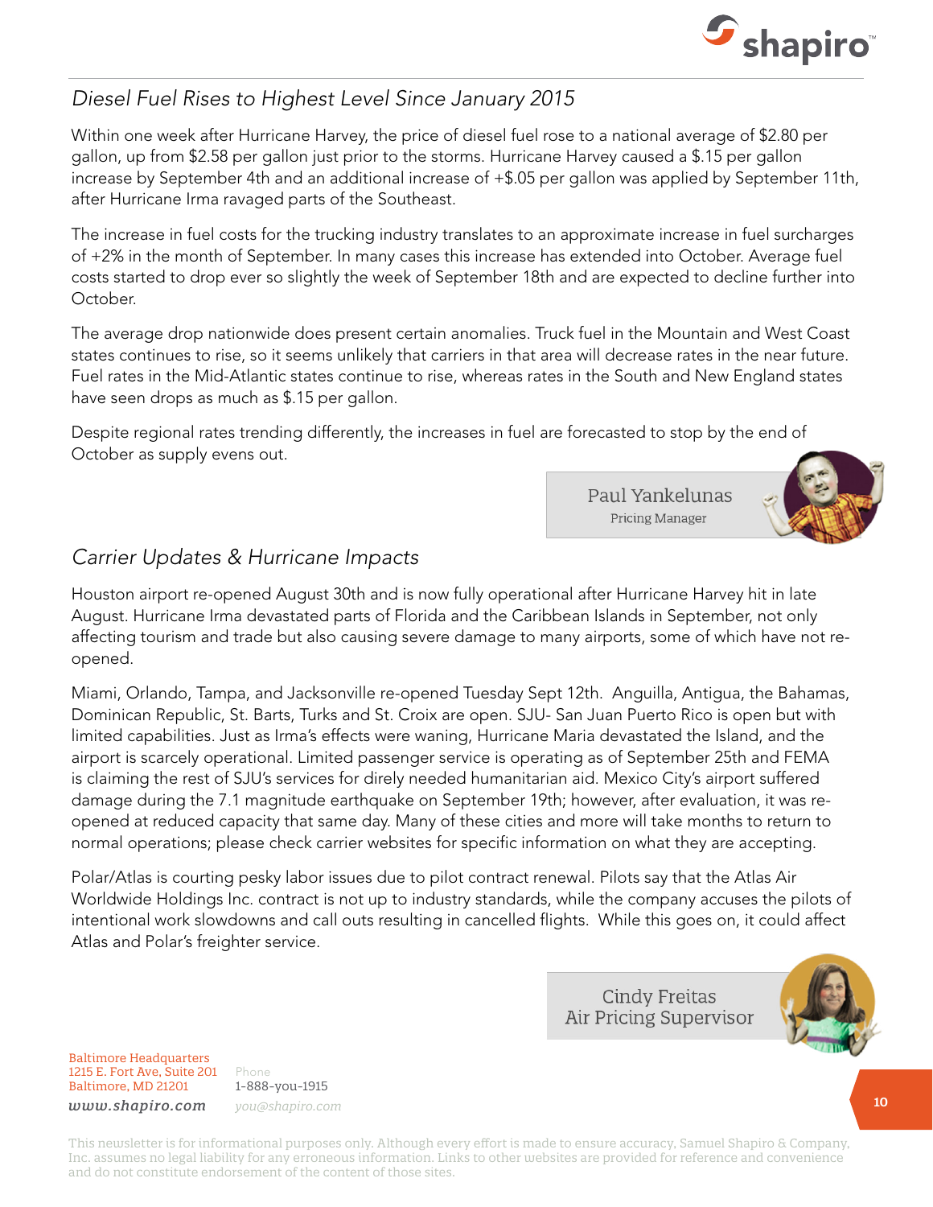## *Diesel Fuel Rises to Highest Level Since January 2015*

Within one week after Hurricane Harvey, the price of diesel fuel rose to a national average of $2.80 per gallon, up from $2.58 per gallon just prior to the storms. Hurricane Harvey caused a $.15 per gallon increase by September 4th and an additional increase of +$.05 per gallon was applied by September 11th, after Hurricane Irma ravaged parts of the Southeast.

The increase in fuel costs for the trucking industry translates to an approximate increase in fuel surcharges of +2% in the month of September. In many cases this increase has extended into October. Average fuel costs started to drop ever so slightly the week of September 18th and are expected to decline further into October.

The average drop nationwide does present certain anomalies. Truck fuel in the Mountain and West Coast states continues to rise, so it seems unlikely that carriers in that area will decrease rates in the near future. Fuel rates in the Mid-Atlantic states continue to rise, whereas rates in the South and New England states have seen drops as much as $.15 per gallon.

Despite regional rates trending differently, the increases in fuel are forecasted to stop by the end of October as supply evens out.

Paul Yankelunas
Pricing Manager

## *Carrier Updates & Hurricane Impacts*

Houston airport re-opened August 30th and is now fully operational after Hurricane Harvey hit in late August. Hurricane Irma devastated parts of Florida and the Caribbean Islands in September, not only affecting tourism and trade but also causing severe damage to many airports, some of which have not re-opened.

Miami, Orlando, Tampa, and Jacksonville re-opened Tuesday Sept 12th. Anguilla, Antigua, the Bahamas, Dominican Republic, St. Barts, Turks and St. Croix are open. SJU- San Juan Puerto Rico is open but with limited capabilities. Just as Irma's effects were waning, Hurricane Maria devastated the Island, and the airport is scarcely operational. Limited passenger service is operating as of September 25th and FEMA is claiming the rest of SJU's services for direly needed humanitarian aid. Mexico City's airport suffered damage during the 7.1 magnitude earthquake on September 19th; however, after evaluation, it was re-opened at reduced capacity that same day. Many of these cities and more will take months to return to normal operations; please check carrier websites for specific information on what they are accepting.

Polar/Atlas is courting pesky labor issues due to pilot contract renewal. Pilots say that the Atlas Air Worldwide Holdings Inc. contract is not up to industry standards, while the company accuses the pilots of intentional work slowdowns and call outs resulting in cancelled flights. While this goes on, it could affect Atlas and Polar's freighter service.

Cindy Freitas
Air Pricing Supervisor

Baltimore Headquarters
1215 E. Fort Ave, Suite 201
Baltimore, MD 21201
*www.shapiro.com*

Phone
1-888-you-1915
*you@shapiro.com*

This newsletter is for informational purposes only. Although every effort is made to ensure accuracy, Samuel Shapiro & Company, Inc. assumes no legal liability for any erroneous information. Links to other websites are provided for reference and convenience and do not constitute endorsement of the content of those sites.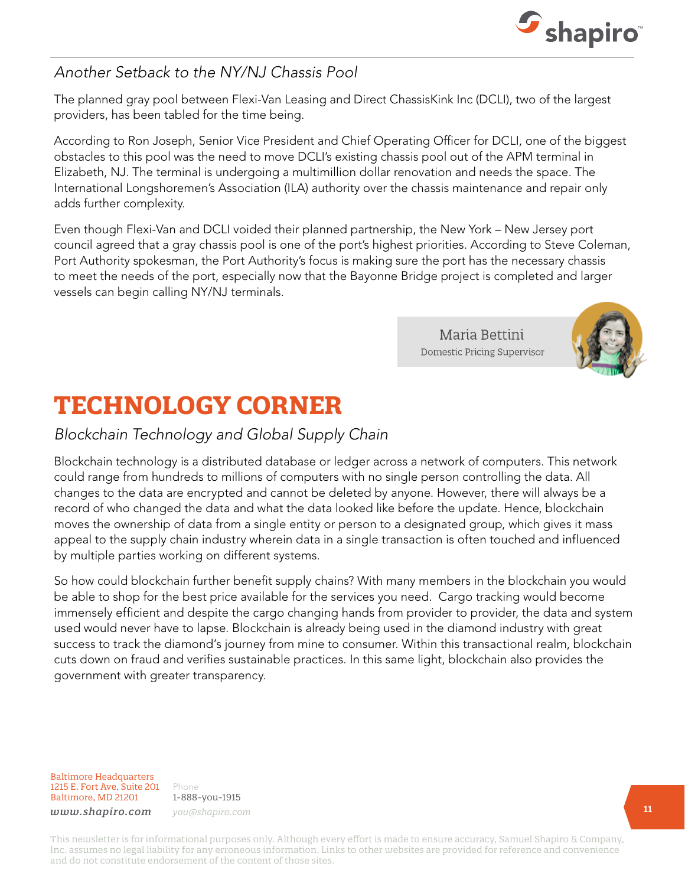*Another Setback to the NY/NJ Chassis Pool*

The planned gray pool between Flexi-Van Leasing and Direct ChassisKink Inc (DCLI), two of the largest providers, has been tabled for the time being.

According to Ron Joseph, Senior Vice President and Chief Operating Officer for DCLI, one of the biggest obstacles to this pool was the need to move DCLI's existing chassis pool out of the APM terminal in Elizabeth, NJ. The terminal is undergoing a multimillion dollar renovation and needs the space. The International Longshoremen's Association (ILA) authority over the chassis maintenance and repair only adds further complexity.

Even though Flexi-Van and DCLI voided their planned partnership, the New York – New Jersey port council agreed that a gray chassis pool is one of the port's highest priorities. According to Steve Coleman, Port Authority spokesman, the Port Authority's focus is making sure the port has the necessary chassis to meet the needs of the port, especially now that the Bayonne Bridge project is completed and larger vessels can begin calling NY/NJ terminals.

Maria Bettini
Domestic Pricing Supervisor

# TECHNOLOGY CORNER

*Blockchain Technology and Global Supply Chain*

Blockchain technology is a distributed database or ledger across a network of computers. This network could range from hundreds to millions of computers with no single person controlling the data. All changes to the data are encrypted and cannot be deleted by anyone. However, there will always be a record of who changed the data and what the data looked like before the update. Hence, blockchain moves the ownership of data from a single entity or person to a designated group, which gives it mass appeal to the supply chain industry wherein data in a single transaction is often touched and influenced by multiple parties working on different systems.

So how could blockchain further benefit supply chains? With many members in the blockchain you would be able to shop for the best price available for the services you need. Cargo tracking would become immensely efficient and despite the cargo changing hands from provider to provider, the data and system used would never have to lapse. Blockchain is already being used in the diamond industry with great success to track the diamond's journey from mine to consumer. Within this transactional realm, blockchain cuts down on fraud and verifies sustainable practices. In this same light, blockchain also provides the government with greater transparency.

Baltimore Headquarters
1215 E. Fort Ave, Suite 201
Baltimore, MD 21201
*www.shapiro.com*

Phone
1-888-you-1915
*you@shapiro.com*

This newsletter is for informational purposes only. Although every effort is made to ensure accuracy, Samuel Shapiro & Company, Inc. assumes no legal liability for any erroneous information. Links to other websites are provided for reference and convenience and do not constitute endorsement of the content of those sites.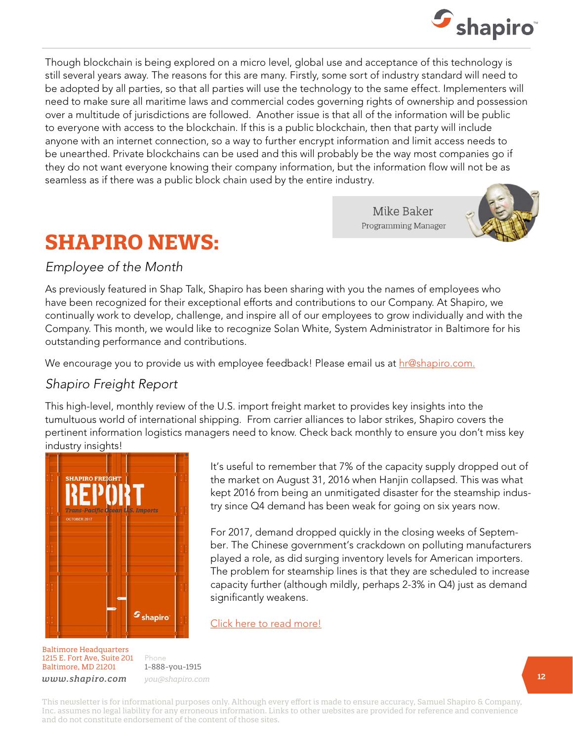Though blockchain is being explored on a micro level, global use and acceptance of this technology is still several years away. The reasons for this are many. Firstly, some sort of industry standard will need to be adopted by all parties, so that all parties will use the technology to the same effect. Implementers will need to make sure all maritime laws and commercial codes governing rights of ownership and possession over a multitude of jurisdictions are followed. Another issue is that all of the information will be public to everyone with access to the blockchain. If this is a public blockchain, then that party will include anyone with an internet connection, so a way to further encrypt information and limit access needs to be unearthed. Private blockchains can be used and this will probably be the way most companies go if they do not want everyone knowing their company information, but the information flow will not be as seamless as if there was a public block chain used by the entire industry.

Mike Baker
Programming Manager

# SHAPIRO NEWS:

## *Employee of the Month*

As previously featured in Shap Talk, Shapiro has been sharing with you the names of employees who have been recognized for their exceptional efforts and contributions to our Company. At Shapiro, we continually work to develop, challenge, and inspire all of our employees to grow individually and with the Company. This month, we would like to recognize Solan White, System Administrator in Baltimore for his outstanding performance and contributions.

We encourage you to provide us with employee feedback! Please email us at hr@shapiro.com.

## *Shapiro Freight Report*

This high-level, monthly review of the U.S. import freight market to provides key insights into the tumultuous world of international shipping. From carrier alliances to labor strikes, Shapiro covers the pertinent information logistics managers need to know. Check back monthly to ensure you don't miss key industry insights!

SHAPIRO FREIGHT REPORT
Trans-Pacific Ocean U.S. Imports
OCTOBER 2017

It's useful to remember that 7% of the capacity supply dropped out of the market on August 31, 2016 when Hanjin collapsed. This was what kept 2016 from being an unmitigated disaster for the steamship industry since Q4 demand has been weak for going on six years now.

For 2017, demand dropped quickly in the closing weeks of September. The Chinese government's crackdown on polluting manufacturers played a role, as did surging inventory levels for American importers. The problem for steamship lines is that they are scheduled to increase capacity further (although mildly, perhaps 2-3% in Q4) just as demand significantly weakens.

Click here to read more!

Baltimore Headquarters
1215 E. Fort Ave, Suite 201
Baltimore, MD 21201
www.shapiro.com

Phone
1-888-you-1915
you@shapiro.com

This newsletter is for informational purposes only. Although every effort is made to ensure accuracy, Samuel Shapiro & Company, Inc. assumes no legal liability for any erroneous information. Links to other websites are provided for reference and convenience and do not constitute endorsement of the content of those sites.